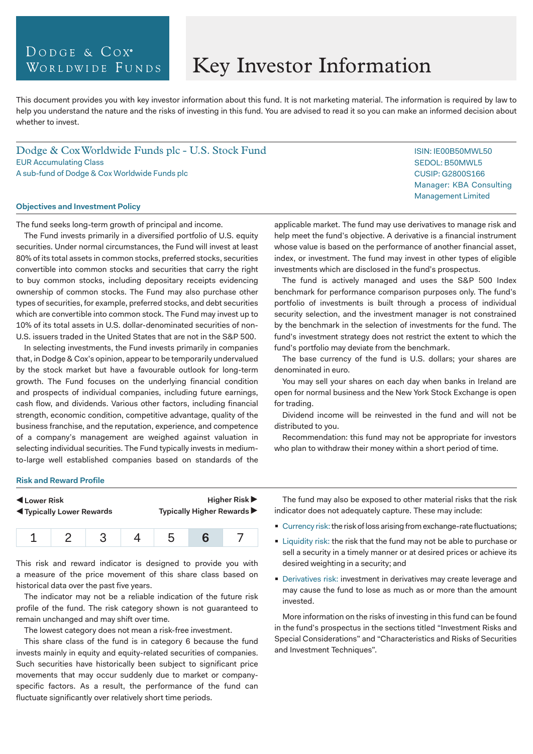Dodge & Cox Worldwide Funds

# Key Investor Information

This document provides you with key investor information about this fund. It is not marketing material. The information is required by law to help you understand the nature and the risks of investing in this fund. You are advised to read it so you can make an informed decision about whether to invest.

## Dodge & Cox Worldwide Funds plc - U.S. Stock Fund

EUR Accumulating Class
A sub-fund of Dodge & Cox Worldwide Funds plc

ISIN: IE00B50MWL50
SEDOL: B50MWL5
CUSIP: G2800S166
Manager: KBA Consulting Management Limited

### Objectives and Investment Policy

The fund seeks long-term growth of principal and income.

The Fund invests primarily in a diversified portfolio of U.S. equity securities. Under normal circumstances, the Fund will invest at least 80% of its total assets in common stocks, preferred stocks, securities convertible into common stocks and securities that carry the right to buy common stocks, including depositary receipts evidencing ownership of common stocks. The Fund may also purchase other types of securities, for example, preferred stocks, and debt securities which are convertible into common stock. The Fund may invest up to 10% of its total assets in U.S. dollar-denominated securities of non-U.S. issuers traded in the United States that are not in the S&P 500.

In selecting investments, the Fund invests primarily in companies that, in Dodge & Cox's opinion, appear to be temporarily undervalued by the stock market but have a favourable outlook for long-term growth. The Fund focuses on the underlying financial condition and prospects of individual companies, including future earnings, cash flow, and dividends. Various other factors, including financial strength, economic condition, competitive advantage, quality of the business franchise, and the reputation, experience, and competence of a company's management are weighed against valuation in selecting individual securities. The Fund typically invests in medium-to-large well established companies based on standards of the applicable market. The fund may use derivatives to manage risk and help meet the fund's objective. A derivative is a financial instrument whose value is based on the performance of another financial asset, index, or investment. The fund may invest in other types of eligible investments which are disclosed in the fund's prospectus.

The fund is actively managed and uses the S&P 500 Index benchmark for performance comparison purposes only. The fund's portfolio of investments is built through a process of individual security selection, and the investment manager is not constrained by the benchmark in the selection of investments for the fund. The fund's investment strategy does not restrict the extent to which the fund's portfolio may deviate from the benchmark.

The base currency of the fund is U.S. dollars; your shares are denominated in euro.

You may sell your shares on each day when banks in Ireland are open for normal business and the New York Stock Exchange is open for trading.

Dividend income will be reinvested in the fund and will not be distributed to you.

Recommendation: this fund may not be appropriate for investors who plan to withdraw their money within a short period of time.

### Risk and Reward Profile

◀ **Lower Risk** — **Higher Risk** ▶
◀ **Typically Lower Rewards** — **Typically Higher Rewards** ▶

| 1 | 2 | 3 | 4 | 5 | **6** | 7 |
|---|---|---|---|---|---|---|

This risk and reward indicator is designed to provide you with a measure of the price movement of this share class based on historical data over the past five years.

The indicator may not be a reliable indication of the future risk profile of the fund. The risk category shown is not guaranteed to remain unchanged and may shift over time.

The lowest category does not mean a risk-free investment.

This share class of the fund is in category 6 because the fund invests mainly in equity and equity-related securities of companies. Such securities have historically been subject to significant price movements that may occur suddenly due to market or company-specific factors. As a result, the performance of the fund can fluctuate significantly over relatively short time periods.

The fund may also be exposed to other material risks that the risk indicator does not adequately capture. These may include:

- Currency risk: the risk of loss arising from exchange-rate fluctuations;
- Liquidity risk: the risk that the fund may not be able to purchase or sell a security in a timely manner or at desired prices or achieve its desired weighting in a security; and
- Derivatives risk: investment in derivatives may create leverage and may cause the fund to lose as much as or more than the amount invested.

More information on the risks of investing in this fund can be found in the fund's prospectus in the sections titled "Investment Risks and Special Considerations" and "Characteristics and Risks of Securities and Investment Techniques".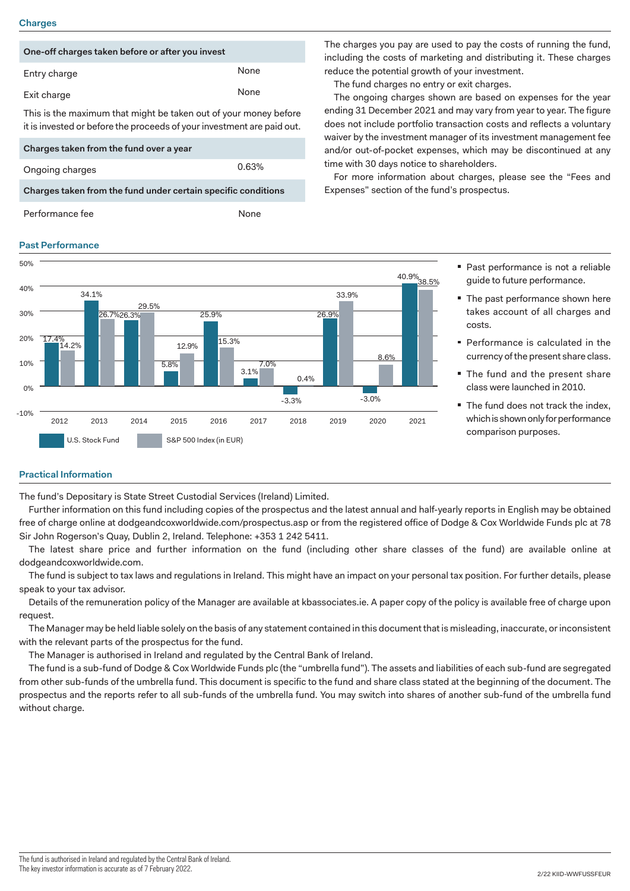## Charges

| One-off charges taken before or after you invest | |
|---|---|
| Entry charge | None |
| Exit charge | None |
| This is the maximum that might be taken out of your money before it is invested or before the proceeds of your investment are paid out. | |
| **Charges taken from the fund over a year** | |
| Ongoing charges | 0.63% |
| **Charges taken from the fund under certain specific conditions** | |
| Performance fee | None |

The charges you pay are used to pay the costs of running the fund, including the costs of marketing and distributing it. These charges reduce the potential growth of your investment.

The fund charges no entry or exit charges.

The ongoing charges shown are based on expenses for the year ending 31 December 2021 and may vary from year to year. The figure does not include portfolio transaction costs and reflects a voluntary waiver by the investment manager of its investment management fee and/or out-of-pocket expenses, which may be discontinued at any time with 30 days notice to shareholders.

For more information about charges, please see the "Fees and Expenses" section of the fund's prospectus.

## Past Performance

50%
40%
30%
20%
10%
0%
-10%

2012: 17.4% 14.2%
2013: 34.1% 26.7%
2014: 26.3% 29.5%
2015: 5.8% 12.9%
2016: 25.9% 15.3%
2017: 3.1% 7.0%
2018: -3.3% 0.4%
2019: 26.9% 33.9%
2020: -3.0% 8.6%
2021: 40.9% 38.5%

U.S. Stock Fund
S&P 500 Index (in EUR)

- Past performance is not a reliable guide to future performance.
- The past performance shown here takes account of all charges and costs.
- Performance is calculated in the currency of the present share class.
- The fund and the present share class were launched in 2010.
- The fund does not track the index, which is shown only for performance comparison purposes.

## Practical Information

The fund's Depositary is State Street Custodial Services (Ireland) Limited.

Further information on this fund including copies of the prospectus and the latest annual and half-yearly reports in English may be obtained free of charge online at dodgeandcoxworldwide.com/prospectus.asp or from the registered office of Dodge & Cox Worldwide Funds plc at 78 Sir John Rogerson's Quay, Dublin 2, Ireland. Telephone: +353 1 242 5411.

The latest share price and further information on the fund (including other share classes of the fund) are available online at dodgeandcoxworldwide.com.

The fund is subject to tax laws and regulations in Ireland. This might have an impact on your personal tax position. For further details, please speak to your tax advisor.

Details of the remuneration policy of the Manager are available at kbassociates.ie. A paper copy of the policy is available free of charge upon request.

The Manager may be held liable solely on the basis of any statement contained in this document that is misleading, inaccurate, or inconsistent with the relevant parts of the prospectus for the fund.

The Manager is authorised in Ireland and regulated by the Central Bank of Ireland.

The fund is a sub-fund of Dodge & Cox Worldwide Funds plc (the "umbrella fund"). The assets and liabilities of each sub-fund are segregated from other sub-funds of the umbrella fund. This document is specific to the fund and share class stated at the beginning of the document. The prospectus and the reports refer to all sub-funds of the umbrella fund. You may switch into shares of another sub-fund of the umbrella fund without charge.

The fund is authorised in Ireland and regulated by the Central Bank of Ireland.
The key investor information is accurate as of 7 February 2022.